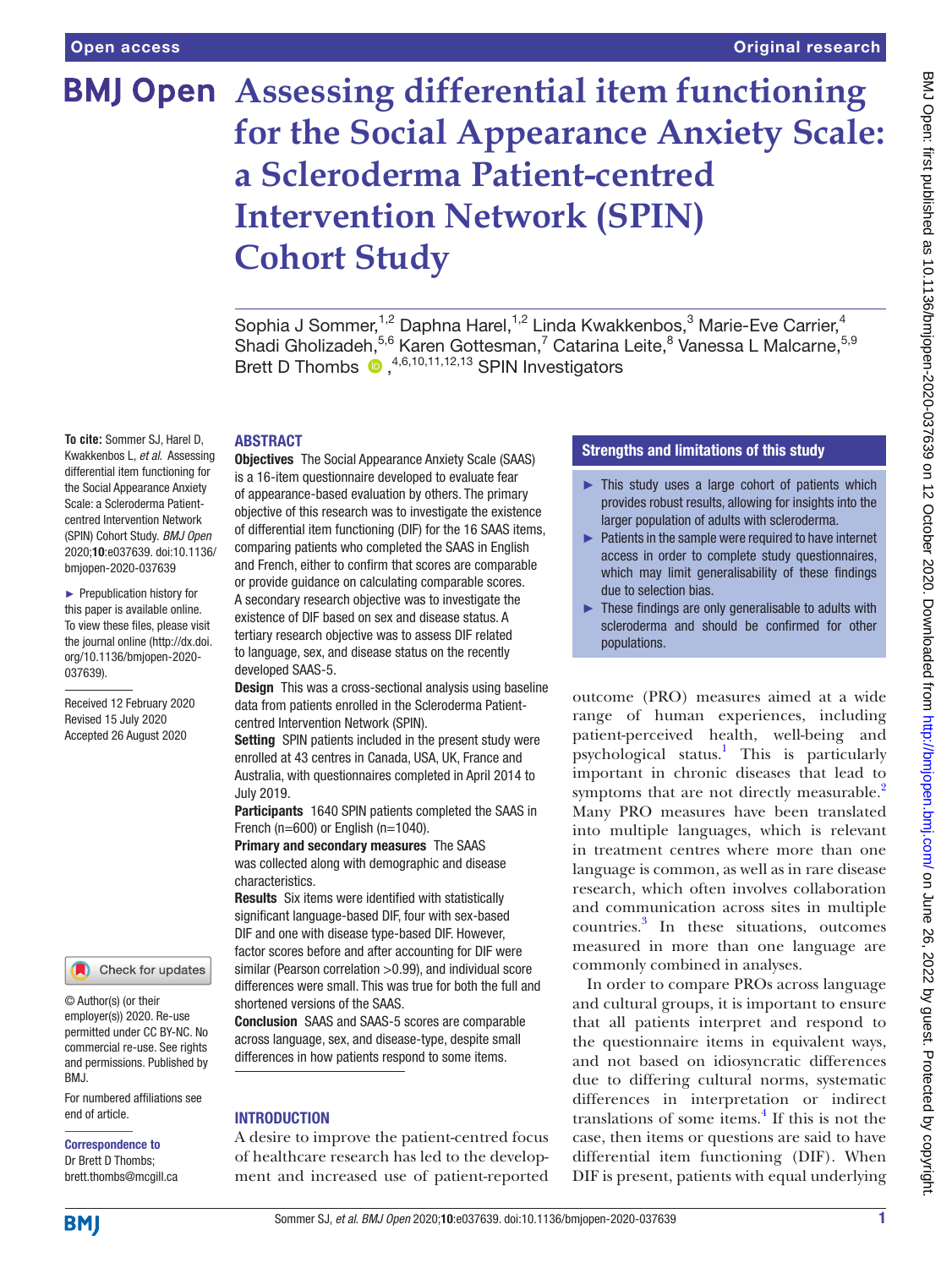Open access

Original research

# Assessing differential item functioning for the Social Appearance Anxiety Scale: a Scleroderma Patient-centred Intervention Network (SPIN) Cohort Study

Sophia J Sommer,[1,2] Daphna Harel,[1,2] Linda Kwakkenbos,[3] Marie-Eve Carrier,[4] Shadi Gholizadeh,[5,6] Karen Gottesman,[7] Catarina Leite,[8] Vanessa L Malcarne,[5,9] Brett D Thombs,[4,6,10,11,12,13] SPIN Investigators

**To cite:** Sommer SJ, Harel D, Kwakkenbos L, *et al*. Assessing differential item functioning for the Social Appearance Anxiety Scale: a Scleroderma Patient-centred Intervention Network (SPIN) Cohort Study. *BMJ Open* 2020;**10**:e037639. doi:10.1136/bmjopen-2020-037639

► Prepublication history for this paper is available online. To view these files, please visit the journal online (http://dx.doi.org/10.1136/bmjopen-2020-037639).

Received 12 February 2020
Revised 15 July 2020
Accepted 26 August 2020

© Author(s) (or their employer(s)) 2020. Re-use permitted under CC BY-NC. No commercial re-use. See rights and permissions. Published by BMJ.

For numbered affiliations see end of article.

**Correspondence to**
Dr Brett D Thombs;
brett.thombs@mcgill.ca

## ABSTRACT

**Objectives** The Social Appearance Anxiety Scale (SAAS) is a 16-item questionnaire developed to evaluate fear of appearance-based evaluation by others. The primary objective of this research was to investigate the existence of differential item functioning (DIF) for the 16 SAAS items, comparing patients who completed the SAAS in English and French, either to confirm that scores are comparable or provide guidance on calculating comparable scores. A secondary research objective was to investigate the existence of DIF based on sex and disease status. A tertiary research objective was to assess DIF related to language, sex, and disease status on the recently developed SAAS-5.

**Design** This was a cross-sectional analysis using baseline data from patients enrolled in the Scleroderma Patient-centred Intervention Network (SPIN).

**Setting** SPIN patients included in the present study were enrolled at 43 centres in Canada, USA, UK, France and Australia, with questionnaires completed in April 2014 to July 2019.

**Participants** 1640 SPIN patients completed the SAAS in French (n=600) or English (n=1040).

**Primary and secondary measures** The SAAS was collected along with demographic and disease characteristics.

**Results** Six items were identified with statistically significant language-based DIF, four with sex-based DIF and one with disease type-based DIF. However, factor scores before and after accounting for DIF were similar (Pearson correlation >0.99), and individual score differences were small. This was true for both the full and shortened versions of the SAAS.

**Conclusion** SAAS and SAAS-5 scores are comparable across language, sex, and disease-type, despite small differences in how patients respond to some items.

## Strengths and limitations of this study

- ► This study uses a large cohort of patients which provides robust results, allowing for insights into the larger population of adults with scleroderma.
- ► Patients in the sample were required to have internet access in order to complete study questionnaires, which may limit generalisability of these findings due to selection bias.
- ► These findings are only generalisable to adults with scleroderma and should be confirmed for other populations.

## INTRODUCTION

A desire to improve the patient-centred focus of healthcare research has led to the development and increased use of patient-reported outcome (PRO) measures aimed at a wide range of human experiences, including patient-perceived health, well-being and psychological status.[1] This is particularly important in chronic diseases that lead to symptoms that are not directly measurable.[2] Many PRO measures have been translated into multiple languages, which is relevant in treatment centres where more than one language is common, as well as in rare disease research, which often involves collaboration and communication across sites in multiple countries.[3] In these situations, outcomes measured in more than one language are commonly combined in analyses.

In order to compare PROs across language and cultural groups, it is important to ensure that all patients interpret and respond to the questionnaire items in equivalent ways, and not based on idiosyncratic differences due to differing cultural norms, systematic differences in interpretation or indirect translations of some items.[4] If this is not the case, then items or questions are said to have differential item functioning (DIF). When DIF is present, patients with equal underlying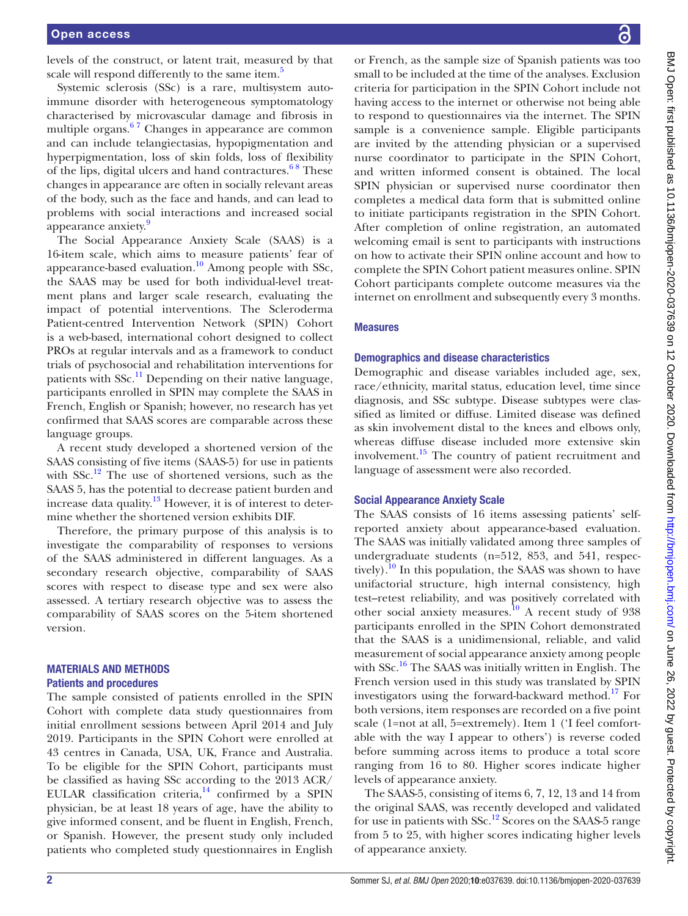levels of the construct, or latent trait, measured by that scale will respond differently to the same item.[5]

Systemic sclerosis (SSc) is a rare, multisystem autoimmune disorder with heterogeneous symptomatology characterised by microvascular damage and fibrosis in multiple organs.[6,7] Changes in appearance are common and can include telangiectasias, hypopigmentation and hyperpigmentation, loss of skin folds, loss of flexibility of the lips, digital ulcers and hand contractures.[6,8] These changes in appearance are often in socially relevant areas of the body, such as the face and hands, and can lead to problems with social interactions and increased social appearance anxiety.[9]

The Social Appearance Anxiety Scale (SAAS) is a 16-item scale, which aims to measure patients' fear of appearance-based evaluation.[10] Among people with SSc, the SAAS may be used for both individual-level treatment plans and larger scale research, evaluating the impact of potential interventions. The Scleroderma Patient-centred Intervention Network (SPIN) Cohort is a web-based, international cohort designed to collect PROs at regular intervals and as a framework to conduct trials of psychosocial and rehabilitation interventions for patients with SSc.[11] Depending on their native language, participants enrolled in SPIN may complete the SAAS in French, English or Spanish; however, no research has yet confirmed that SAAS scores are comparable across these language groups.

A recent study developed a shortened version of the SAAS consisting of five items (SAAS-5) for use in patients with SSc.[12] The use of shortened versions, such as the SAAS 5, has the potential to decrease patient burden and increase data quality.[13] However, it is of interest to determine whether the shortened version exhibits DIF.

Therefore, the primary purpose of this analysis is to investigate the comparability of responses to versions of the SAAS administered in different languages. As a secondary research objective, comparability of SAAS scores with respect to disease type and sex were also assessed. A tertiary research objective was to assess the comparability of SAAS scores on the 5-item shortened version.

## MATERIALS AND METHODS

### Patients and procedures

The sample consisted of patients enrolled in the SPIN Cohort with complete data study questionnaires from initial enrollment sessions between April 2014 and July 2019. Participants in the SPIN Cohort were enrolled at 43 centres in Canada, USA, UK, France and Australia. To be eligible for the SPIN Cohort, participants must be classified as having SSc according to the 2013 ACR/EULAR classification criteria,[14] confirmed by a SPIN physician, be at least 18 years of age, have the ability to give informed consent, and be fluent in English, French, or Spanish. However, the present study only included patients who completed study questionnaires in English or French, as the sample size of Spanish patients was too small to be included at the time of the analyses. Exclusion criteria for participation in the SPIN Cohort include not having access to the internet or otherwise not being able to respond to questionnaires via the internet. The SPIN sample is a convenience sample. Eligible participants are invited by the attending physician or a supervised nurse coordinator to participate in the SPIN Cohort, and written informed consent is obtained. The local SPIN physician or supervised nurse coordinator then completes a medical data form that is submitted online to initiate participants registration in the SPIN Cohort. After completion of online registration, an automated welcoming email is sent to participants with instructions on how to activate their SPIN online account and how to complete the SPIN Cohort patient measures online. SPIN Cohort participants complete outcome measures via the internet on enrollment and subsequently every 3 months.

### Measures

#### Demographics and disease characteristics

Demographic and disease variables included age, sex, race/ethnicity, marital status, education level, time since diagnosis, and SSc subtype. Disease subtypes were classified as limited or diffuse. Limited disease was defined as skin involvement distal to the knees and elbows only, whereas diffuse disease included more extensive skin involvement.[15] The country of patient recruitment and language of assessment were also recorded.

#### Social Appearance Anxiety Scale

The SAAS consists of 16 items assessing patients' self-reported anxiety about appearance-based evaluation. The SAAS was initially validated among three samples of undergraduate students (n=512, 853, and 541, respectively).[10] In this population, the SAAS was shown to have unifactorial structure, high internal consistency, high test–retest reliability, and was positively correlated with other social anxiety measures.[10] A recent study of 938 participants enrolled in the SPIN Cohort demonstrated that the SAAS is a unidimensional, reliable, and valid measurement of social appearance anxiety among people with SSc.[16] The SAAS was initially written in English. The French version used in this study was translated by SPIN investigators using the forward-backward method.[17] For both versions, item responses are recorded on a five point scale (1=not at all, 5=extremely). Item 1 ('I feel comfortable with the way I appear to others') is reverse coded before summing across items to produce a total score ranging from 16 to 80. Higher scores indicate higher levels of appearance anxiety.

The SAAS-5, consisting of items 6, 7, 12, 13 and 14 from the original SAAS, was recently developed and validated for use in patients with SSc.[12] Scores on the SAAS-5 range from 5 to 25, with higher scores indicating higher levels of appearance anxiety.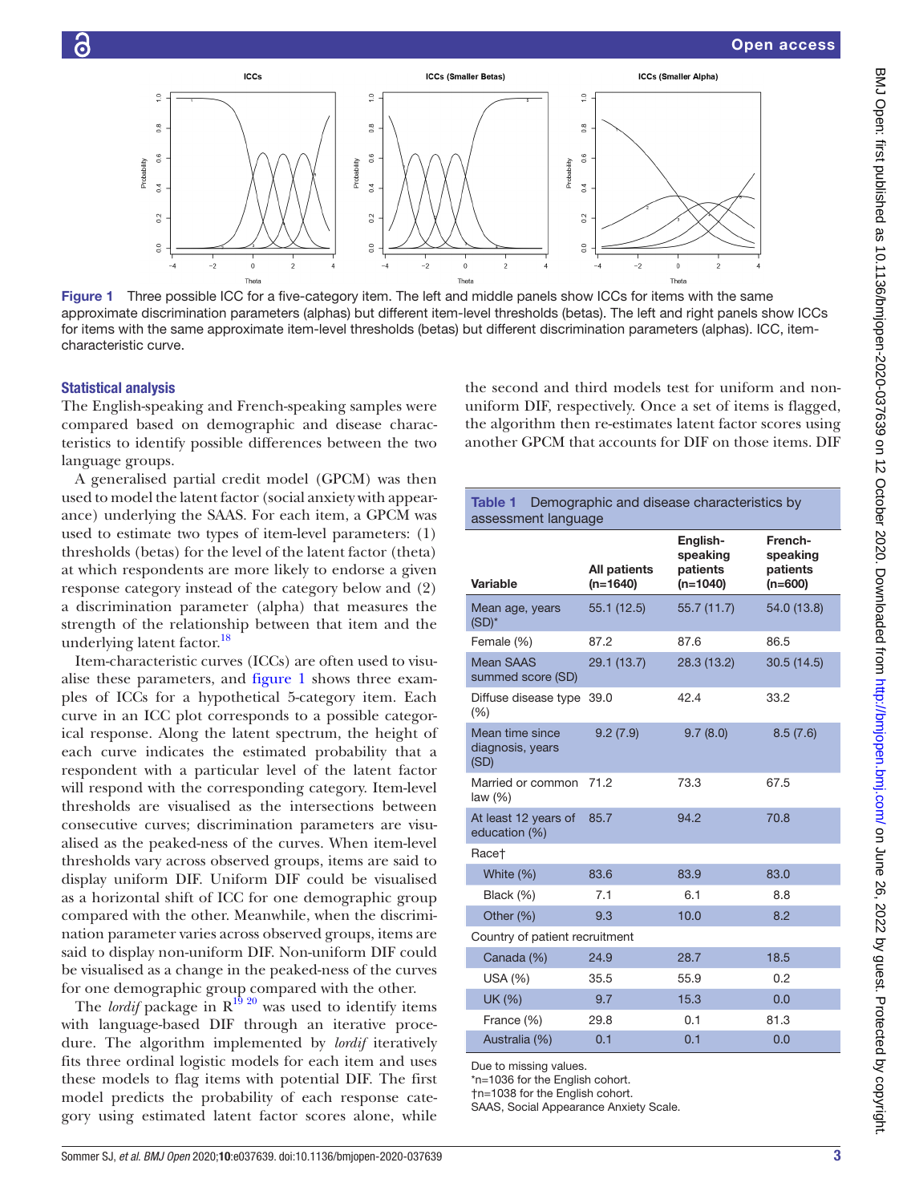Figure 1 Three possible ICC for a five-category item. The left and middle panels show ICCs for items with the same approximate discrimination parameters (alphas) but different item-level thresholds (betas). The left and right panels show ICCs for items with the same approximate item-level thresholds (betas) but different discrimination parameters (alphas). ICC, item-characteristic curve.

### Statistical analysis

The English-speaking and French-speaking samples were compared based on demographic and disease characteristics to identify possible differences between the two language groups.

A generalised partial credit model (GPCM) was then used to model the latent factor (social anxiety with appearance) underlying the SAAS. For each item, a GPCM was used to estimate two types of item-level parameters: (1) thresholds (betas) for the level of the latent factor (theta) at which respondents are more likely to endorse a given response category instead of the category below and (2) a discrimination parameter (alpha) that measures the strength of the relationship between that item and the underlying latent factor.[18]

Item-characteristic curves (ICCs) are often used to visualise these parameters, and figure 1 shows three examples of ICCs for a hypothetical 5-category item. Each curve in an ICC plot corresponds to a possible categorical response. Along the latent spectrum, the height of each curve indicates the estimated probability that a respondent with a particular level of the latent factor will respond with the corresponding category. Item-level thresholds are visualised as the intersections between consecutive curves; discrimination parameters are visualised as the peaked-ness of the curves. When item-level thresholds vary across observed groups, items are said to display uniform DIF. Uniform DIF could be visualised as a horizontal shift of ICC for one demographic group compared with the other. Meanwhile, when the discrimination parameter varies across observed groups, items are said to display non-uniform DIF. Non-uniform DIF could be visualised as a change in the peaked-ness of the curves for one demographic group compared with the other.

The *lordif* package in R[19 20] was used to identify items with language-based DIF through an iterative procedure. The algorithm implemented by *lordif* iteratively fits three ordinal logistic models for each item and uses these models to flag items with potential DIF. The first model predicts the probability of each response category using estimated latent factor scores alone, while the second and third models test for uniform and non-uniform DIF, respectively. Once a set of items is flagged, the algorithm then re-estimates latent factor scores using another GPCM that accounts for DIF on those items. DIF

**Table 1** Demographic and disease characteristics by assessment language

| Variable | All patients (n=1640) | English-speaking patients (n=1040) | French-speaking patients (n=600) |
|---|---|---|---|
| Mean age, years (SD)* | 55.1 (12.5) | 55.7 (11.7) | 54.0 (13.8) |
| Female (%) | 87.2 | 87.6 | 86.5 |
| Mean SAAS summed score (SD) | 29.1 (13.7) | 28.3 (13.2) | 30.5 (14.5) |
| Diffuse disease type (%) | 39.0 | 42.4 | 33.2 |
| Mean time since diagnosis, years (SD) | 9.2 (7.9) | 9.7 (8.0) | 8.5 (7.6) |
| Married or common law (%) | 71.2 | 73.3 | 67.5 |
| At least 12 years of education (%) | 85.7 | 94.2 | 70.8 |
| Race† | | | |
| White (%) | 83.6 | 83.9 | 83.0 |
| Black (%) | 7.1 | 6.1 | 8.8 |
| Other (%) | 9.3 | 10.0 | 8.2 |
| Country of patient recruitment | | | |
| Canada (%) | 24.9 | 28.7 | 18.5 |
| USA (%) | 35.5 | 55.9 | 0.2 |
| UK (%) | 9.7 | 15.3 | 0.0 |
| France (%) | 29.8 | 0.1 | 81.3 |
| Australia (%) | 0.1 | 0.1 | 0.0 |

Due to missing values.
*n=1036 for the English cohort.
†n=1038 for the English cohort.
SAAS, Social Appearance Anxiety Scale.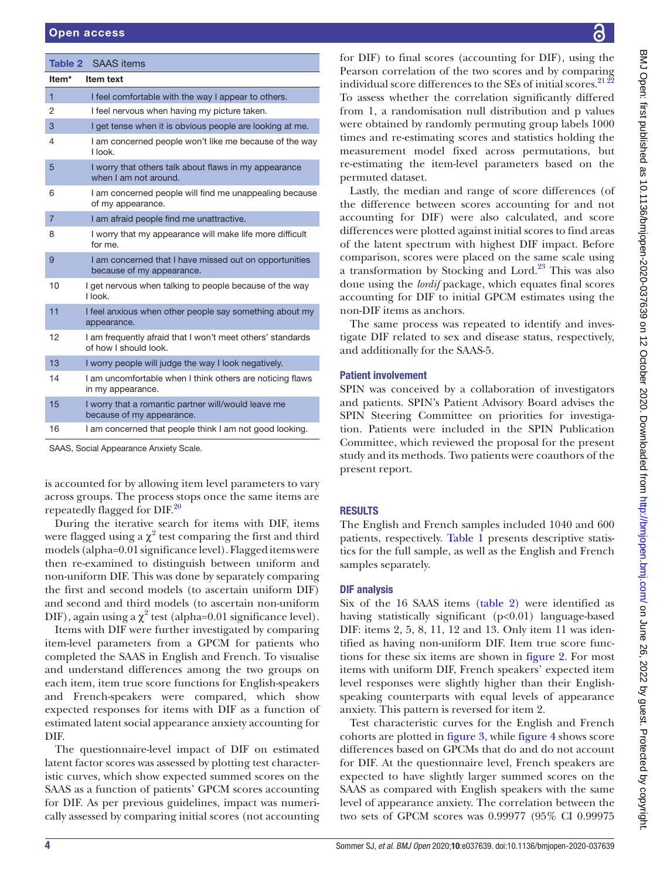**Table 2** SAAS items

| Item* | Item text |
|---|---|
| 1 | I feel comfortable with the way I appear to others. |
| 2 | I feel nervous when having my picture taken. |
| 3 | I get tense when it is obvious people are looking at me. |
| 4 | I am concerned people won't like me because of the way I look. |
| 5 | I worry that others talk about flaws in my appearance when I am not around. |
| 6 | I am concerned people will find me unappealing because of my appearance. |
| 7 | I am afraid people find me unattractive. |
| 8 | I worry that my appearance will make life more difficult for me. |
| 9 | I am concerned that I have missed out on opportunities because of my appearance. |
| 10 | I get nervous when talking to people because of the way I look. |
| 11 | I feel anxious when other people say something about my appearance. |
| 12 | I am frequently afraid that I won't meet others' standards of how I should look. |
| 13 | I worry people will judge the way I look negatively. |
| 14 | I am uncomfortable when I think others are noticing flaws in my appearance. |
| 15 | I worry that a romantic partner will/would leave me because of my appearance. |
| 16 | I am concerned that people think I am not good looking. |

SAAS, Social Appearance Anxiety Scale.

is accounted for by allowing item level parameters to vary across groups. The process stops once the same items are repeatedly flagged for DIF.[20]

During the iterative search for items with DIF, items were flagged using a $\chi^2$ test comparing the first and third models (alpha=0.01 significance level). Flagged items were then re-examined to distinguish between uniform and non-uniform DIF. This was done by separately comparing the first and second models (to ascertain uniform DIF) and second and third models (to ascertain non-uniform DIF), again using a $\chi^2$ test (alpha=0.01 significance level).

Items with DIF were further investigated by comparing item-level parameters from a GPCM for patients who completed the SAAS in English and French. To visualise and understand differences among the two groups on each item, item true score functions for English-speakers and French-speakers were compared, which show expected responses for items with DIF as a function of estimated latent social appearance anxiety accounting for DIF.

The questionnaire-level impact of DIF on estimated latent factor scores was assessed by plotting test characteristic curves, which show expected summed scores on the SAAS as a function of patients' GPCM scores accounting for DIF. As per previous guidelines, impact was numerically assessed by comparing initial scores (not accounting for DIF) to final scores (accounting for DIF), using the Pearson correlation of the two scores and by comparing individual score differences to the SEs of initial scores.[21,22] To assess whether the correlation significantly differed from 1, a randomisation null distribution and p values were obtained by randomly permuting group labels 1000 times and re-estimating scores and statistics holding the measurement model fixed across permutations, but re-estimating the item-level parameters based on the permuted dataset.

Lastly, the median and range of score differences (of the difference between scores accounting for and not accounting for DIF) were also calculated, and score differences were plotted against initial scores to find areas of the latent spectrum with highest DIF impact. Before comparison, scores were placed on the same scale using a transformation by Stocking and Lord.[23] This was also done using the *lordif* package, which equates final scores accounting for DIF to initial GPCM estimates using the non-DIF items as anchors.

The same process was repeated to identify and investigate DIF related to sex and disease status, respectively, and additionally for the SAAS-5.

### Patient involvement

SPIN was conceived by a collaboration of investigators and patients. SPIN's Patient Advisory Board advises the SPIN Steering Committee on priorities for investigation. Patients were included in the SPIN Publication Committee, which reviewed the proposal for the present study and its methods. Two patients were coauthors of the present report.

## RESULTS

The English and French samples included 1040 and 600 patients, respectively. Table 1 presents descriptive statistics for the full sample, as well as the English and French samples separately.

### DIF analysis

Six of the 16 SAAS items (table 2) were identified as having statistically significant (p<0.01) language-based DIF: items 2, 5, 8, 11, 12 and 13. Only item 11 was identified as having non-uniform DIF. Item true score functions for these six items are shown in figure 2. For most items with uniform DIF, French speakers' expected item level responses were slightly higher than their English-speaking counterparts with equal levels of appearance anxiety. This pattern is reversed for item 2.

Test characteristic curves for the English and French cohorts are plotted in figure 3, while figure 4 shows score differences based on GPCMs that do and do not account for DIF. At the questionnaire level, French speakers are expected to have slightly larger summed scores on the SAAS as compared with English speakers with the same level of appearance anxiety. The correlation between the two sets of GPCM scores was 0.99977 (95% CI 0.99975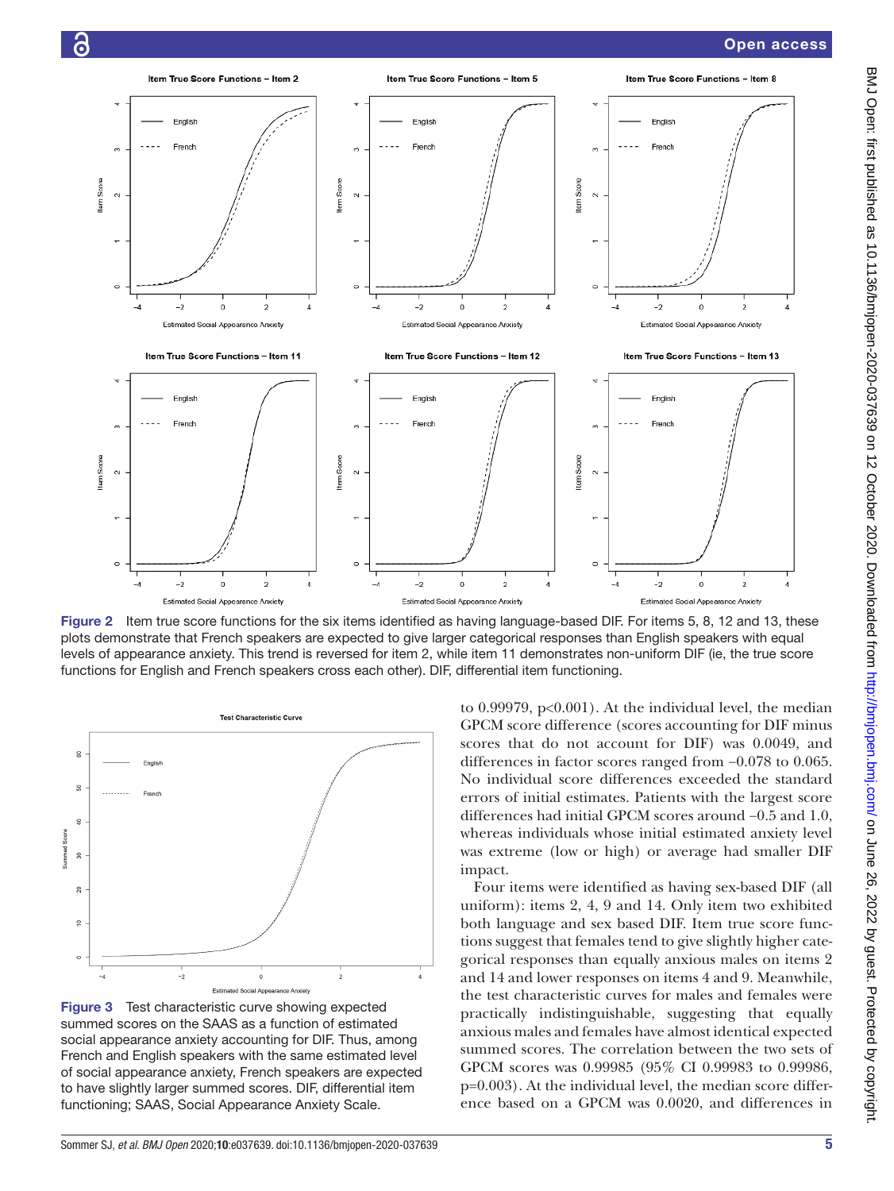Figure 2 Item true score functions for the six items identified as having language-based DIF. For items 5, 8, 12 and 13, these plots demonstrate that French speakers are expected to give larger categorical responses than English speakers with equal levels of appearance anxiety. This trend is reversed for item 2, while item 11 demonstrates non-uniform DIF (ie, the true score functions for English and French speakers cross each other). DIF, differential item functioning.

Figure 3 Test characteristic curve showing expected summed scores on the SAAS as a function of estimated social appearance anxiety accounting for DIF. Thus, among French and English speakers with the same estimated level of social appearance anxiety, French speakers are expected to have slightly larger summed scores. DIF, differential item functioning; SAAS, Social Appearance Anxiety Scale.

to 0.99979, p<0.001). At the individual level, the median GPCM score difference (scores accounting for DIF minus scores that do not account for DIF) was 0.0049, and differences in factor scores ranged from −0.078 to 0.065. No individual score differences exceeded the standard errors of initial estimates. Patients with the largest score differences had initial GPCM scores around −0.5 and 1.0, whereas individuals whose initial estimated anxiety level was extreme (low or high) or average had smaller DIF impact.

Four items were identified as having sex-based DIF (all uniform): items 2, 4, 9 and 14. Only item two exhibited both language and sex based DIF. Item true score functions suggest that females tend to give slightly higher categorical responses than equally anxious males on items 2 and 14 and lower responses on items 4 and 9. Meanwhile, the test characteristic curves for males and females were practically indistinguishable, suggesting that equally anxious males and females have almost identical expected summed scores. The correlation between the two sets of GPCM scores was 0.99985 (95% CI 0.99983 to 0.99986, p=0.003). At the individual level, the median score difference based on a GPCM was 0.0020, and differences in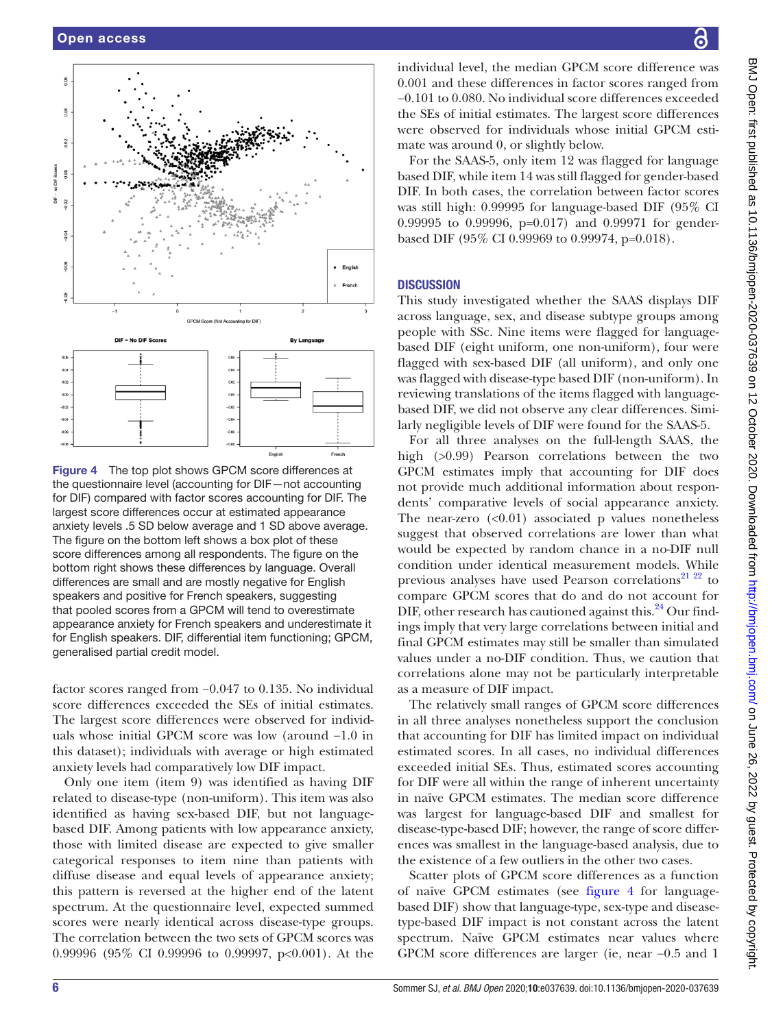Figure 4 The top plot shows GPCM score differences at the questionnaire level (accounting for DIF—not accounting for DIF) compared with factor scores accounting for DIF. The largest score differences occur at estimated appearance anxiety levels .5 SD below average and 1 SD above average. The figure on the bottom left shows a box plot of these score differences among all respondents. The figure on the bottom right shows these differences by language. Overall differences are small and are mostly negative for English speakers and positive for French speakers, suggesting that pooled scores from a GPCM will tend to overestimate appearance anxiety for French speakers and underestimate it for English speakers. DIF, differential item functioning; GPCM, generalised partial credit model.

factor scores ranged from −0.047 to 0.135. No individual score differences exceeded the SEs of initial estimates. The largest score differences were observed for individuals whose initial GPCM score was low (around −1.0 in this dataset); individuals with average or high estimated anxiety levels had comparatively low DIF impact.

Only one item (item 9) was identified as having DIF related to disease-type (non-uniform). This item was also identified as having sex-based DIF, but not language-based DIF. Among patients with low appearance anxiety, those with limited disease are expected to give smaller categorical responses to item nine than patients with diffuse disease and equal levels of appearance anxiety; this pattern is reversed at the higher end of the latent spectrum. At the questionnaire level, expected summed scores were nearly identical across disease-type groups. The correlation between the two sets of GPCM scores was 0.99996 (95% CI 0.99996 to 0.99997, p<0.001). At the individual level, the median GPCM score difference was 0.001 and these differences in factor scores ranged from −0.101 to 0.080. No individual score differences exceeded the SEs of initial estimates. The largest score differences were observed for individuals whose initial GPCM estimate was around 0, or slightly below.

For the SAAS-5, only item 12 was flagged for language based DIF, while item 14 was still flagged for gender-based DIF. In both cases, the correlation between factor scores was still high: 0.99995 for language-based DIF (95% CI 0.99995 to 0.99996, p=0.017) and 0.99971 for gender-based DIF (95% CI 0.99969 to 0.99974, p=0.018).

## DISCUSSION

This study investigated whether the SAAS displays DIF across language, sex, and disease subtype groups among people with SSc. Nine items were flagged for language-based DIF (eight uniform, one non-uniform), four were flagged with sex-based DIF (all uniform), and only one was flagged with disease-type based DIF (non-uniform). In reviewing translations of the items flagged with language-based DIF, we did not observe any clear differences. Similarly negligible levels of DIF were found for the SAAS-5.

For all three analyses on the full-length SAAS, the high (>0.99) Pearson correlations between the two GPCM estimates imply that accounting for DIF does not provide much additional information about respondents' comparative levels of social appearance anxiety. The near-zero (<0.01) associated p values nonetheless suggest that observed correlations are lower than what would be expected by random chance in a no-DIF null condition under identical measurement models. While previous analyses have used Pearson correlations[21 22] to compare GPCM scores that do and do not account for DIF, other research has cautioned against this.[24] Our findings imply that very large correlations between initial and final GPCM estimates may still be smaller than simulated values under a no-DIF condition. Thus, we caution that correlations alone may not be particularly interpretable as a measure of DIF impact.

The relatively small ranges of GPCM score differences in all three analyses nonetheless support the conclusion that accounting for DIF has limited impact on individual estimated scores. In all cases, no individual differences exceeded initial SEs. Thus, estimated scores accounting for DIF were all within the range of inherent uncertainty in naïve GPCM estimates. The median score difference was largest for language-based DIF and smallest for disease-type-based DIF; however, the range of score differences was smallest in the language-based analysis, due to the existence of a few outliers in the other two cases.

Scatter plots of GPCM score differences as a function of naïve GPCM estimates (see figure 4 for language-based DIF) show that language-type, sex-type and disease-type-based DIF impact is not constant across the latent spectrum. Naïve GPCM estimates near values where GPCM score differences are larger (ie, near −0.5 and 1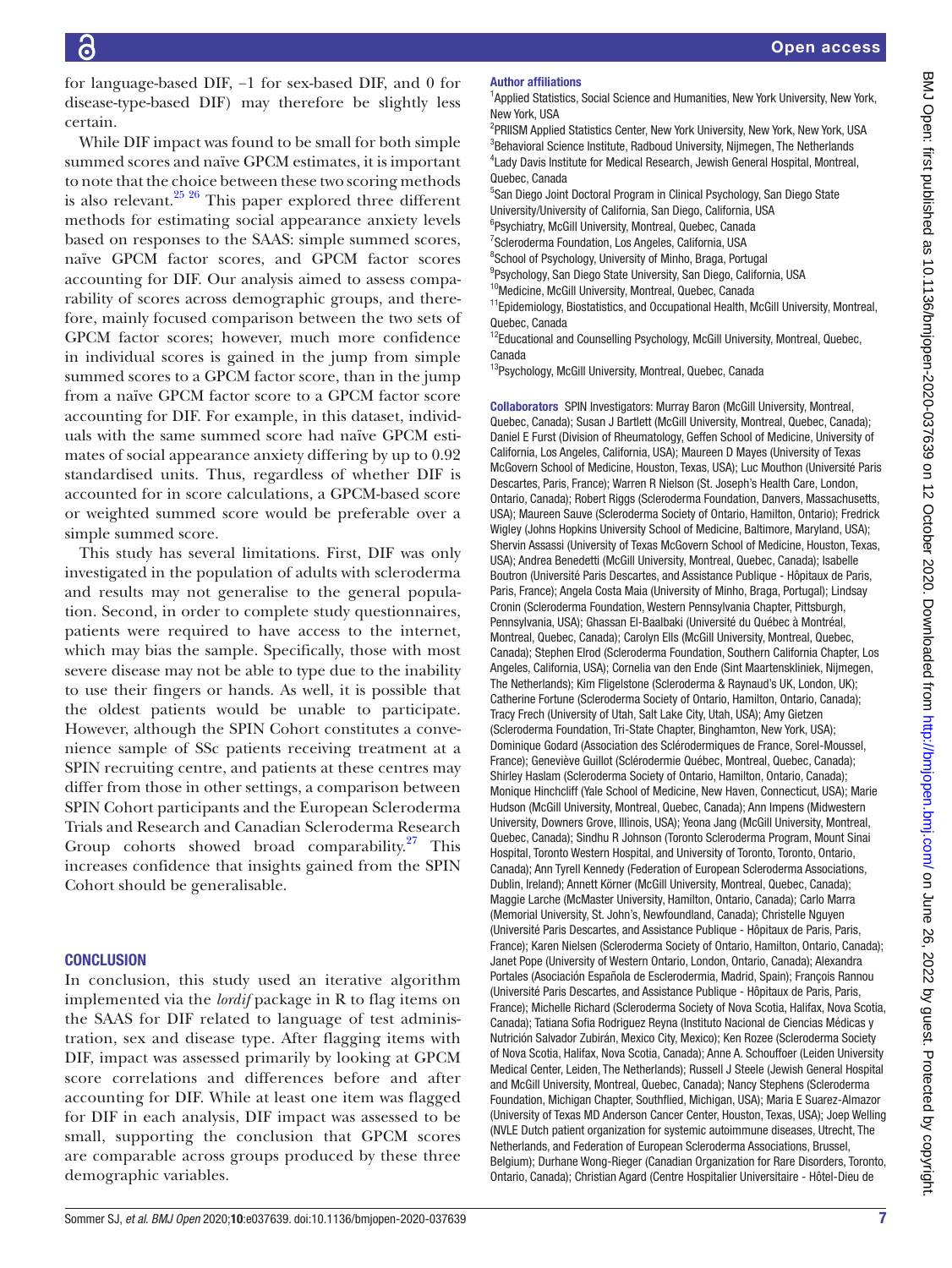for language-based DIF, −1 for sex-based DIF, and 0 for disease-type-based DIF) may therefore be slightly less certain.

While DIF impact was found to be small for both simple summed scores and naïve GPCM estimates, it is important to note that the choice between these two scoring methods is also relevant.[25 26] This paper explored three different methods for estimating social appearance anxiety levels based on responses to the SAAS: simple summed scores, naïve GPCM factor scores, and GPCM factor scores accounting for DIF. Our analysis aimed to assess comparability of scores across demographic groups, and therefore, mainly focused comparison between the two sets of GPCM factor scores; however, much more confidence in individual scores is gained in the jump from simple summed scores to a GPCM factor score, than in the jump from a naïve GPCM factor score to a GPCM factor score accounting for DIF. For example, in this dataset, individuals with the same summed score had naïve GPCM estimates of social appearance anxiety differing by up to 0.92 standardised units. Thus, regardless of whether DIF is accounted for in score calculations, a GPCM-based score or weighted summed score would be preferable over a simple summed score.

This study has several limitations. First, DIF was only investigated in the population of adults with scleroderma and results may not generalise to the general population. Second, in order to complete study questionnaires, patients were required to have access to the internet, which may bias the sample. Specifically, those with most severe disease may not be able to type due to the inability to use their fingers or hands. As well, it is possible that the oldest patients would be unable to participate. However, although the SPIN Cohort constitutes a convenience sample of SSc patients receiving treatment at a SPIN recruiting centre, and patients at these centres may differ from those in other settings, a comparison between SPIN Cohort participants and the European Scleroderma Trials and Research and Canadian Scleroderma Research Group cohorts showed broad comparability.[27] This increases confidence that insights gained from the SPIN Cohort should be generalisable.

## CONCLUSION

In conclusion, this study used an iterative algorithm implemented via the *lordif* package in R to flag items on the SAAS for DIF related to language of test administration, sex and disease type. After flagging items with DIF, impact was assessed primarily by looking at GPCM score correlations and differences before and after accounting for DIF. While at least one item was flagged for DIF in each analysis, DIF impact was assessed to be small, supporting the conclusion that GPCM scores are comparable across groups produced by these three demographic variables.

**Author affiliations**

[1]Applied Statistics, Social Science and Humanities, New York University, New York, New York, USA
[2]PRIISM Applied Statistics Center, New York University, New York, New York, USA
[3]Behavioral Science Institute, Radboud University, Nijmegen, The Netherlands
[4]Lady Davis Institute for Medical Research, Jewish General Hospital, Montreal, Quebec, Canada
[5]San Diego Joint Doctoral Program in Clinical Psychology, San Diego State University/University of California, San Diego, California, USA
[6]Psychiatry, McGill University, Montreal, Quebec, Canada
[7]Scleroderma Foundation, Los Angeles, California, USA
[8]School of Psychology, University of Minho, Braga, Portugal
[9]Psychology, San Diego State University, San Diego, California, USA
[10]Medicine, McGill University, Montreal, Quebec, Canada
[11]Epidemiology, Biostatistics, and Occupational Health, McGill University, Montreal, Quebec, Canada
[12]Educational and Counselling Psychology, McGill University, Montreal, Quebec, Canada
[13]Psychology, McGill University, Montreal, Quebec, Canada

**Collaborators** SPIN Investigators: Murray Baron (McGill University, Montreal, Quebec, Canada); Susan J Bartlett (McGill University, Montreal, Quebec, Canada); Daniel E Furst (Division of Rheumatology, Geffen School of Medicine, University of California, Los Angeles, California, USA); Maureen D Mayes (University of Texas McGovern School of Medicine, Houston, Texas, USA); Luc Mouthon (Université Paris Descartes, Paris, France); Warren R Nielson (St. Joseph's Health Care, London, Ontario, Canada); Robert Riggs (Scleroderma Foundation, Danvers, Massachusetts, USA); Maureen Sauve (Scleroderma Society of Ontario, Hamilton, Ontario); Fredrick Wigley (Johns Hopkins University School of Medicine, Baltimore, Maryland, USA); Shervin Assassi (University of Texas McGovern School of Medicine, Houston, Texas, USA); Andrea Benedetti (McGill University, Montreal, Quebec, Canada); Isabelle Boutron (Université Paris Descartes, and Assistance Publique - Hôpitaux de Paris, Paris, France); Angela Costa Maia (University of Minho, Braga, Portugal); Lindsay Cronin (Scleroderma Foundation, Western Pennsylvania Chapter, Pittsburgh, Pennsylvania, USA); Ghassan El-Baalbaki (Université du Québec à Montréal, Montreal, Quebec, Canada); Carolyn Ells (McGill University, Montreal, Quebec, Canada); Stephen Elrod (Scleroderma Foundation, Southern California Chapter, Los Angeles, California, USA); Cornelia van den Ende (Sint Maartenskliniek, Nijmegen, The Netherlands); Kim Fligelstone (Scleroderma & Raynaud's UK, London, UK); Catherine Fortune (Scleroderma Society of Ontario, Hamilton, Ontario, Canada); Tracy Frech (University of Utah, Salt Lake City, Utah, USA); Amy Gietzen (Scleroderma Foundation, Tri-State Chapter, Binghamton, New York, USA); Dominique Godard (Association des Sclérodermiques de France, Sorel-Moussel, France); Geneviève Guillot (Sclérodermie Québec, Montreal, Quebec, Canada); Shirley Haslam (Scleroderma Society of Ontario, Hamilton, Ontario, Canada); Monique Hinchcliff (Yale School of Medicine, New Haven, Connecticut, USA); Marie Hudson (McGill University, Montreal, Quebec, Canada); Ann Impens (Midwestern University, Downers Grove, Illinois, USA); Yeona Jang (McGill University, Montreal, Quebec, Canada); Sindhu R Johnson (Toronto Scleroderma Program, Mount Sinai Hospital, Toronto Western Hospital, and University of Toronto, Toronto, Ontario, Canada); Ann Tyrell Kennedy (Federation of European Scleroderma Associations, Dublin, Ireland); Annett Körner (McGill University, Montreal, Quebec, Canada); Maggie Larche (McMaster University, Hamilton, Ontario, Canada); Carlo Marra (Memorial University, St. John's, Newfoundland, Canada); Christelle Nguyen (Université Paris Descartes, and Assistance Publique - Hôpitaux de Paris, Paris, France); Karen Nielsen (Scleroderma Society of Ontario, Hamilton, Ontario, Canada); Janet Pope (University of Western Ontario, London, Ontario, Canada); Alexandra Portales (Asociación Española de Esclerodermia, Madrid, Spain); François Rannou (Université Paris Descartes, and Assistance Publique - Hôpitaux de Paris, Paris, France); Michelle Richard (Scleroderma Society of Nova Scotia, Halifax, Nova Scotia, Canada); Tatiana Sofia Rodriguez Reyna (Instituto Nacional de Ciencias Médicas y Nutrición Salvador Zubirán, Mexico City, Mexico); Ken Rozee (Scleroderma Society of Nova Scotia, Halifax, Nova Scotia, Canada); Anne A. Schouffoer (Leiden University Medical Center, Leiden, The Netherlands); Russell J Steele (Jewish General Hospital and McGill University, Montreal, Quebec, Canada); Nancy Stephens (Scleroderma Foundation, Michigan Chapter, Southflied, Michigan, USA); Maria E Suarez-Almazor (University of Texas MD Anderson Cancer Center, Houston, Texas, USA); Joep Welling (NVLE Dutch patient organization for systemic autoimmune diseases, Utrecht, The Netherlands, and Federation of European Scleroderma Associations, Brussel, Belgium); Durhane Wong-Rieger (Canadian Organization for Rare Disorders, Toronto, Ontario, Canada); Christian Agard (Centre Hospitalier Universitaire - Hôtel-Dieu de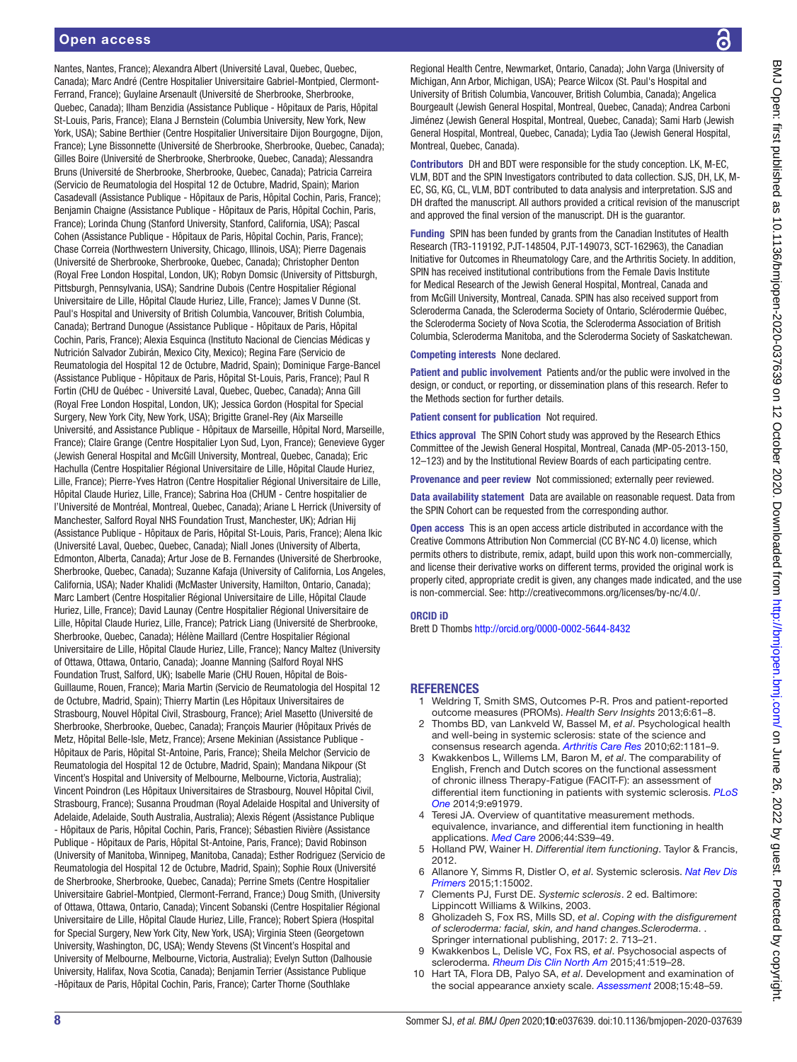Nantes, Nantes, France); Alexandra Albert (Université Laval, Quebec, Quebec, Canada); Marc André (Centre Hospitalier Universitaire Gabriel-Montpied, Clermont-Ferrand, France); Guylaine Arsenault (Université de Sherbrooke, Sherbrooke, Quebec, Canada); Ilham Benzidia (Assistance Publique - Hôpitaux de Paris, Hôpital St-Louis, Paris, France); Elana J Bernstein (Columbia University, New York, New York, USA); Sabine Berthier (Centre Hospitalier Universitaire Dijon Bourgogne, Dijon, France); Lyne Bissonnette (Université de Sherbrooke, Sherbrooke, Quebec, Canada); Gilles Boire (Université de Sherbrooke, Sherbrooke, Quebec, Canada); Alessandra Bruns (Université de Sherbrooke, Sherbrooke, Quebec, Canada); Patricia Carreira (Servicio de Reumatologia del Hospital 12 de Octubre, Madrid, Spain); Marion Casadevall (Assistance Publique - Hôpitaux de Paris, Hôpital Cochin, Paris, France); Benjamin Chaigne (Assistance Publique - Hôpitaux de Paris, Hôpital Cochin, Paris, France); Lorinda Chung (Stanford University, Stanford, California, USA); Pascal Cohen (Assistance Publique - Hôpitaux de Paris, Hôpital Cochin, Paris, France); Chase Correia (Northwestern University, Chicago, Illinois, USA); Pierre Dagenais (Université de Sherbrooke, Sherbrooke, Quebec, Canada); Christopher Denton (Royal Free London Hospital, London, UK); Robyn Domsic (University of Pittsburgh, Pittsburgh, Pennsylvania, USA); Sandrine Dubois (Centre Hospitalier Régional Universitaire de Lille, Hôpital Claude Huriez, Lille, France); James V Dunne (St. Paul's Hospital and University of British Columbia, Vancouver, British Columbia, Canada); Bertrand Dunogue (Assistance Publique - Hôpitaux de Paris, Hôpital Cochin, Paris, France); Alexia Esquinca (Instituto Nacional de Ciencias Médicas y Nutrición Salvador Zubirán, Mexico City, Mexico); Regina Fare (Servicio de Reumatologia del Hospital 12 de Octubre, Madrid, Spain); Dominique Farge-Bancel (Assistance Publique - Hôpitaux de Paris, Hôpital St-Louis, Paris, France); Paul R Fortin (CHU de Québec - Université Laval, Quebec, Quebec, Canada); Anna Gill (Royal Free London Hospital, London, UK); Jessica Gordon (Hospital for Special Surgery, New York City, New York, USA); Brigitte Granel-Rey (Aix Marseille Université, and Assistance Publique - Hôpitaux de Marseille, Hôpital Nord, Marseille, France); Claire Grange (Centre Hospitalier Lyon Sud, Lyon, France); Genevieve Gyger (Jewish General Hospital and McGill University, Montreal, Quebec, Canada); Eric Hachulla (Centre Hospitalier Régional Universitaire de Lille, Hôpital Claude Huriez, Lille, France); Pierre-Yves Hatron (Centre Hospitalier Régional Universitaire de Lille, Hôpital Claude Huriez, Lille, France); Sabrina Hoa (CHUM - Centre hospitalier de l'Université de Montréal, Montreal, Quebec, Canada); Ariane L Herrick (University of Manchester, Salford Royal NHS Foundation Trust, Manchester, UK); Adrian Hij (Assistance Publique - Hôpitaux de Paris, Hôpital St-Louis, Paris, France); Alena Ikic (Université Laval, Quebec, Quebec, Canada); Niall Jones (University of Alberta, Edmonton, Alberta, Canada); Artur Jose de B. Fernandes (Université de Sherbrooke, Sherbrooke, Quebec, Canada); Suzanne Kafaja (University of California, Los Angeles, California, USA); Nader Khalidi (McMaster University, Hamilton, Ontario, Canada); Marc Lambert (Centre Hospitalier Régional Universitaire de Lille, Hôpital Claude Huriez, Lille, France); David Launay (Centre Hospitalier Régional Universitaire de Lille, Hôpital Claude Huriez, Lille, France); Patrick Liang (Université de Sherbrooke, Sherbrooke, Quebec, Canada); Hélène Maillard (Centre Hospitalier Régional Universitaire de Lille, Hôpital Claude Huriez, Lille, France); Nancy Maltez (University of Ottawa, Ottawa, Ontario, Canada); Joanne Manning (Salford Royal NHS Foundation Trust, Salford, UK); Isabelle Marie (CHU Rouen, Hôpital de Bois-Guillaume, Rouen, France); Maria Martin (Servicio de Reumatologia del Hospital 12 de Octubre, Madrid, Spain); Thierry Martin (Les Hôpitaux Universitaires de Strasbourg, Nouvel Hôpital Civil, Strasbourg, France); Ariel Masetto (Université de Sherbrooke, Sherbrooke, Quebec, Canada); François Maurier (Hôpitaux Privés de Metz, Hôpital Belle-Isle, Metz, France); Arsene Mekinian (Assistance Publique - Hôpitaux de Paris, Hôpital St-Antoine, Paris, France); Sheila Melchor (Servicio de Reumatologia del Hospital 12 de Octubre, Madrid, Spain); Mandana Nikpour (St Vincent's Hospital and University of Melbourne, Melbourne, Victoria, Australia); Vincent Poindron (Les Hôpitaux Universitaires de Strasbourg, Nouvel Hôpital Civil, Strasbourg, France); Susanna Proudman (Royal Adelaide Hospital and University of Adelaide, Adelaide, South Australia, Australia); Alexis Régent (Assistance Publique - Hôpitaux de Paris, Hôpital Cochin, Paris, France); Sébastien Rivière (Assistance Publique - Hôpitaux de Paris, Hôpital St-Antoine, Paris, France); David Robinson (University of Manitoba, Winnipeg, Manitoba, Canada); Esther Rodriguez (Servicio de Reumatologia del Hospital 12 de Octubre, Madrid, Spain); Sophie Roux (Université de Sherbrooke, Sherbrooke, Quebec, Canada); Perrine Smets (Centre Hospitalier Universitaire Gabriel-Montpied, Clermont-Ferrand, France;) Doug Smith, (University of Ottawa, Ottawa, Ontario, Canada); Vincent Sobanski (Centre Hospitalier Régional Universitaire de Lille, Hôpital Claude Huriez, Lille, France); Robert Spiera (Hospital for Special Surgery, New York City, New York, USA); Virginia Steen (Georgetown University, Washington, DC, USA); Wendy Stevens (St Vincent's Hospital and University of Melbourne, Melbourne, Victoria, Australia); Evelyn Sutton (Dalhousie University, Halifax, Nova Scotia, Canada); Benjamin Terrier (Assistance Publique -Hôpitaux de Paris, Hôpital Cochin, Paris, France); Carter Thorne (Southlake Regional Health Centre, Newmarket, Ontario, Canada); John Varga (University of Michigan, Ann Arbor, Michigan, USA); Pearce Wilcox (St. Paul's Hospital and University of British Columbia, Vancouver, British Columbia, Canada); Angelica Bourgeault (Jewish General Hospital, Montreal, Quebec, Canada); Andrea Carboni Jiménez (Jewish General Hospital, Montreal, Quebec, Canada); Sami Harb (Jewish General Hospital, Montreal, Quebec, Canada); Lydia Tao (Jewish General Hospital, Montreal, Quebec, Canada).

**Contributors** DH and BDT were responsible for the study conception. LK, M-EC, VLM, BDT and the SPIN Investigators contributed to data collection. SJS, DH, LK, M-EC, SG, KG, CL, VLM, BDT contributed to data analysis and interpretation. SJS and DH drafted the manuscript. All authors provided a critical revision of the manuscript and approved the final version of the manuscript. DH is the guarantor.

**Funding** SPIN has been funded by grants from the Canadian Institutes of Health Research (TR3-119192, PJT-148504, PJT-149073, SCT-162963), the Canadian Initiative for Outcomes in Rheumatology Care, and the Arthritis Society. In addition, SPIN has received institutional contributions from the Female Davis Institute for Medical Research of the Jewish General Hospital, Montreal, Canada and from McGill University, Montreal, Canada. SPIN has also received support from Scleroderma Canada, the Scleroderma Society of Ontario, Sclérodermie Québec, the Scleroderma Society of Nova Scotia, the Scleroderma Association of British Columbia, Scleroderma Manitoba, and the Scleroderma Society of Saskatchewan.

**Competing interests** None declared.

**Patient and public involvement** Patients and/or the public were involved in the design, or conduct, or reporting, or dissemination plans of this research. Refer to the Methods section for further details.

**Patient consent for publication** Not required.

**Ethics approval** The SPIN Cohort study was approved by the Research Ethics Committee of the Jewish General Hospital, Montreal, Canada (MP-05-2013-150, 12–123) and by the Institutional Review Boards of each participating centre.

**Provenance and peer review** Not commissioned; externally peer reviewed.

**Data availability statement** Data are available on reasonable request. Data from the SPIN Cohort can be requested from the corresponding author.

**Open access** This is an open access article distributed in accordance with the Creative Commons Attribution Non Commercial (CC BY-NC 4.0) license, which permits others to distribute, remix, adapt, build upon this work non-commercially, and license their derivative works on different terms, provided the original work is properly cited, appropriate credit is given, any changes made indicated, and the use is non-commercial. See: http://creativecommons.org/licenses/by-nc/4.0/.

**ORCID iD**

Brett D Thombs http://orcid.org/0000-0002-5644-8432

## REFERENCES

1. Weldring T, Smith SMS, Outcomes P-R. Pros and patient-reported outcome measures (PROMs). *Health Serv Insights* 2013;6:61–8.
2. Thombs BD, van Lankveld W, Bassel M, *et al*. Psychological health and well-being in systemic sclerosis: state of the science and consensus research agenda. *Arthritis Care Res* 2010;62:1181–9.
3. Kwakkenbos L, Willems LM, Baron M, *et al*. The comparability of English, French and Dutch scores on the functional assessment of chronic illness Therapy-Fatigue (FACIT-F): an assessment of differential item functioning in patients with systemic sclerosis. *PLoS One* 2014;9:e91979.
4. Teresi JA. Overview of quantitative measurement methods. equivalence, invariance, and differential item functioning in health applications. *Med Care* 2006;44:S39–49.
5. Holland PW, Wainer H. *Differential item functioning*. Taylor & Francis, 2012.
6. Allanore Y, Simms R, Distler O, *et al*. Systemic sclerosis. *Nat Rev Dis Primers* 2015;1:15002.
7. Clements PJ, Furst DE. *Systemic sclerosis*. 2 ed. Baltimore: Lippincott Williams & Wilkins, 2003.
8. Gholizadeh S, Fox RS, Mills SD, *et al*. *Coping with the disfigurement of scleroderma: facial, skin, and hand changes.Scleroderma*. . Springer international publishing, 2017: 2. 713–21.
9. Kwakkenbos L, Delisle VC, Fox RS, *et al*. Psychosocial aspects of scleroderma. *Rheum Dis Clin North Am* 2015;41:519–28.
10. Hart TA, Flora DB, Palyo SA, *et al*. Development and examination of the social appearance anxiety scale. *Assessment* 2008;15:48–59.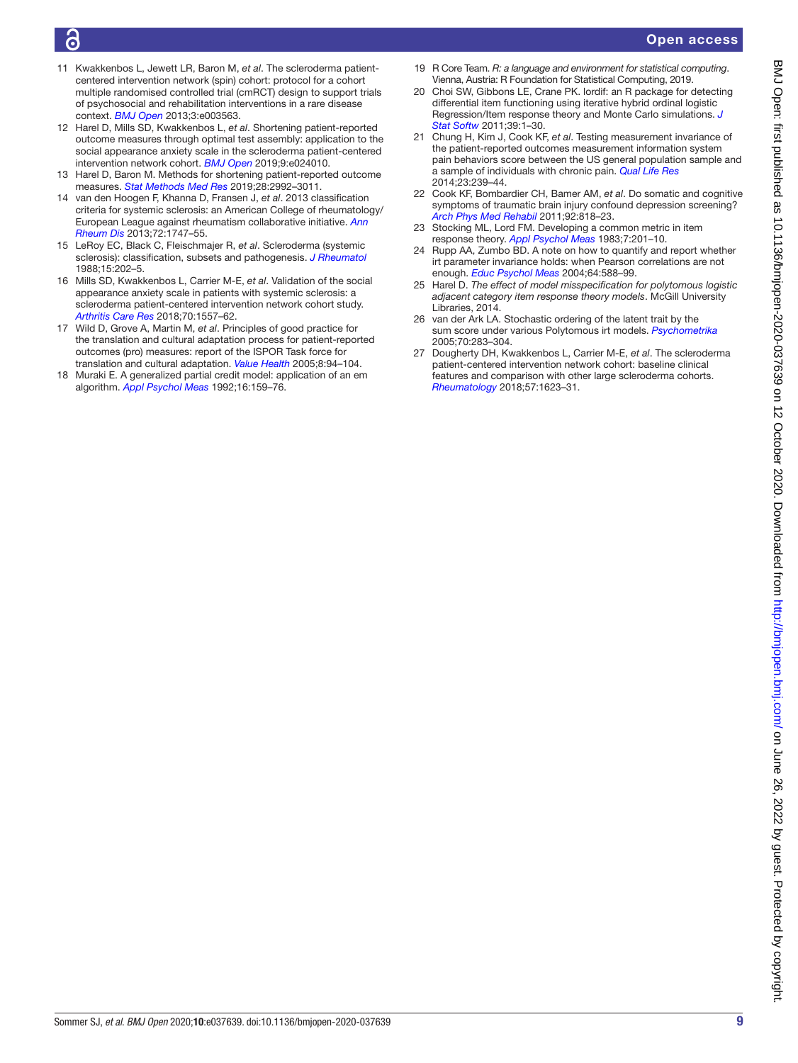11 Kwakkenbos L, Jewett LR, Baron M, *et al*. The scleroderma patient-centered intervention network (spin) cohort: protocol for a cohort multiple randomised controlled trial (cmRCT) design to support trials of psychosocial and rehabilitation interventions in a rare disease context. *BMJ Open* 2013;3:e003563.

12 Harel D, Mills SD, Kwakkenbos L, *et al*. Shortening patient-reported outcome measures through optimal test assembly: application to the social appearance anxiety scale in the scleroderma patient-centered intervention network cohort. *BMJ Open* 2019;9:e024010.

13 Harel D, Baron M. Methods for shortening patient-reported outcome measures. *Stat Methods Med Res* 2019;28:2992–3011.

14 van den Hoogen F, Khanna D, Fransen J, *et al*. 2013 classification criteria for systemic sclerosis: an American College of rheumatology/European League against rheumatism collaborative initiative. *Ann Rheum Dis* 2013;72:1747–55.

15 LeRoy EC, Black C, Fleischmajer R, *et al*. Scleroderma (systemic sclerosis): classification, subsets and pathogenesis. *J Rheumatol* 1988;15:202–5.

16 Mills SD, Kwakkenbos L, Carrier M-E, *et al*. Validation of the social appearance anxiety scale in patients with systemic sclerosis: a scleroderma patient-centered intervention network cohort study. *Arthritis Care Res* 2018;70:1557–62.

17 Wild D, Grove A, Martin M, *et al*. Principles of good practice for the translation and cultural adaptation process for patient-reported outcomes (pro) measures: report of the ISPOR Task force for translation and cultural adaptation. *Value Health* 2005;8:94–104.

18 Muraki E. A generalized partial credit model: application of an em algorithm. *Appl Psychol Meas* 1992;16:159–76.

19 R Core Team. *R: a language and environment for statistical computing*. Vienna, Austria: R Foundation for Statistical Computing, 2019.

20 Choi SW, Gibbons LE, Crane PK. lordif: an R package for detecting differential item functioning using iterative hybrid ordinal logistic Regression/Item response theory and Monte Carlo simulations. *J Stat Softw* 2011;39:1–30.

21 Chung H, Kim J, Cook KF, *et al*. Testing measurement invariance of the patient-reported outcomes measurement information system pain behaviors score between the US general population sample and a sample of individuals with chronic pain. *Qual Life Res* 2014;23:239–44.

22 Cook KF, Bombardier CH, Bamer AM, *et al*. Do somatic and cognitive symptoms of traumatic brain injury confound depression screening? *Arch Phys Med Rehabil* 2011;92:818–23.

23 Stocking ML, Lord FM. Developing a common metric in item response theory. *Appl Psychol Meas* 1983;7:201–10.

24 Rupp AA, Zumbo BD. A note on how to quantify and report whether irt parameter invariance holds: when Pearson correlations are not enough. *Educ Psychol Meas* 2004;64:588–99.

25 Harel D. *The effect of model misspecification for polytomous logistic adjacent category item response theory models*. McGill University Libraries, 2014.

26 van der Ark LA. Stochastic ordering of the latent trait by the sum score under various Polytomous irt models. *Psychometrika* 2005;70:283–304.

27 Dougherty DH, Kwakkenbos L, Carrier M-E, *et al*. The scleroderma patient-centered intervention network cohort: baseline clinical features and comparison with other large scleroderma cohorts. *Rheumatology* 2018;57:1623–31.